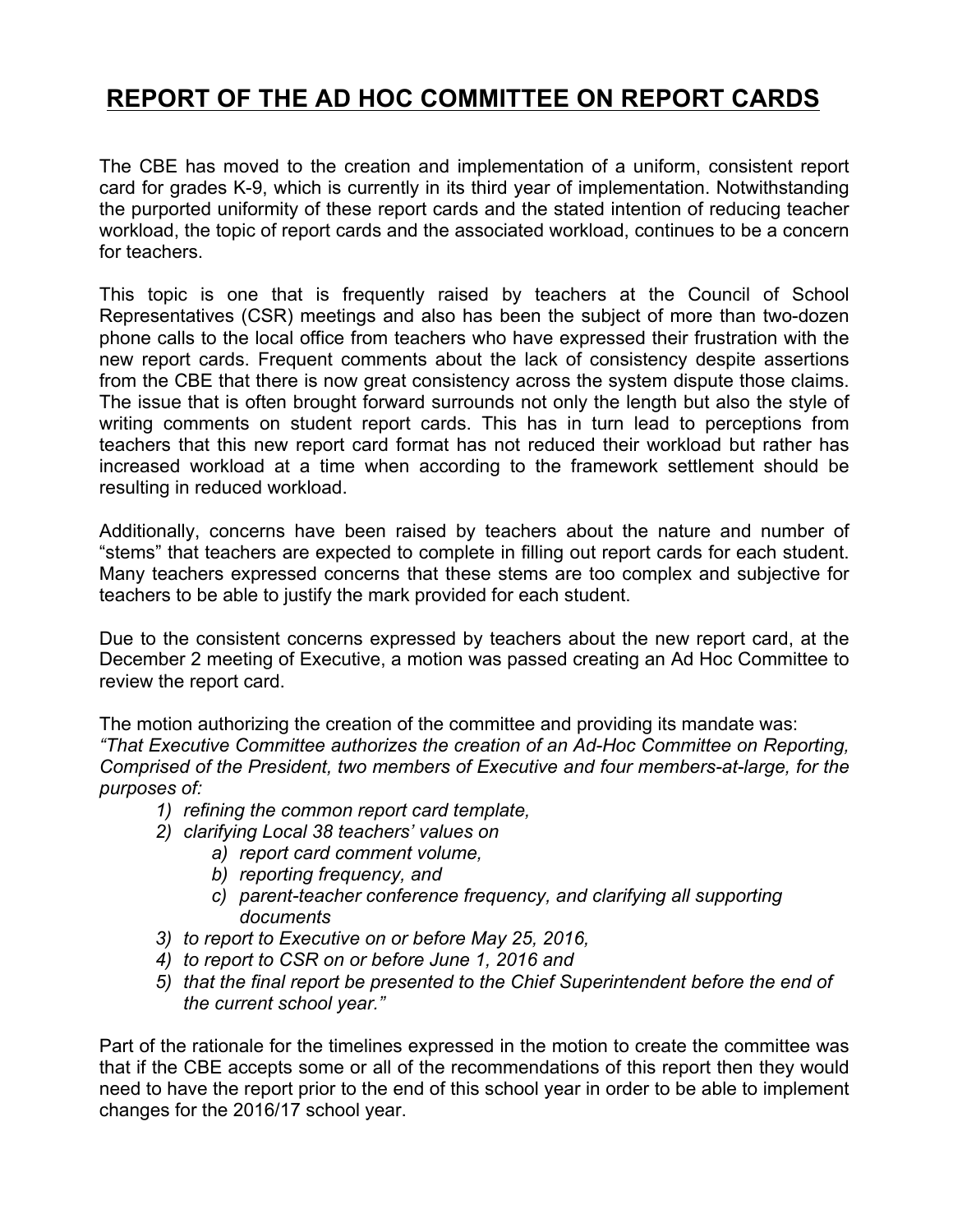# REPORT OF THE AD HOC COMMITTEE ON REPORT CARDS

The CBE has moved to the creation and implementation of a uniform, consistent report card for grades K-9, which is currently in its third year of implementation. Notwithstanding the purported uniformity of these report cards and the stated intention of reducing teacher workload, the topic of report cards and the associated workload, continues to be a concern for teachers.

This topic is one that is frequently raised by teachers at the Council of School Representatives (CSR) meetings and also has been the subject of more than two-dozen phone calls to the local office from teachers who have expressed their frustration with the new report cards. Frequent comments about the lack of consistency despite assertions from the CBE that there is now great consistency across the system dispute those claims. The issue that is often brought forward surrounds not only the length but also the style of writing comments on student report cards. This has in turn lead to perceptions from teachers that this new report card format has not reduced their workload but rather has increased workload at a time when according to the framework settlement should be resulting in reduced workload.

Additionally, concerns have been raised by teachers about the nature and number of "stems" that teachers are expected to complete in filling out report cards for each student. Many teachers expressed concerns that these stems are too complex and subjective for teachers to be able to justify the mark provided for each student.

Due to the consistent concerns expressed by teachers about the new report card, at the December 2 meeting of Executive, a motion was passed creating an Ad Hoc Committee to review the report card.

The motion authorizing the creation of the committee and providing its mandate was:
*"That Executive Committee authorizes the creation of an Ad-Hoc Committee on Reporting, Comprised of the President, two members of Executive and four members-at-large, for the purposes of:*

1) *refining the common report card template,*
2) *clarifying Local 38 teachers' values on*
    a) *report card comment volume,*
    b) *reporting frequency, and*
    c) *parent-teacher conference frequency, and clarifying all supporting documents*
3) *to report to Executive on or before May 25, 2016,*
4) *to report to CSR on or before June 1, 2016 and*
5) *that the final report be presented to the Chief Superintendent before the end of the current school year."*

Part of the rationale for the timelines expressed in the motion to create the committee was that if the CBE accepts some or all of the recommendations of this report then they would need to have the report prior to the end of this school year in order to be able to implement changes for the 2016/17 school year.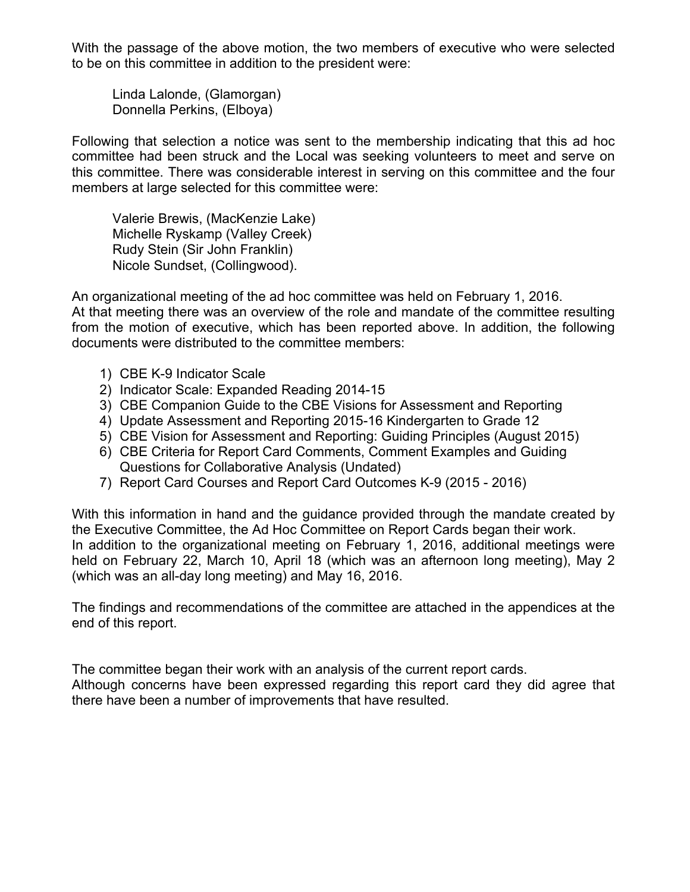With the passage of the above motion, the two members of executive who were selected to be on this committee in addition to the president were:

Linda Lalonde, (Glamorgan)
Donnella Perkins, (Elboya)

Following that selection a notice was sent to the membership indicating that this ad hoc committee had been struck and the Local was seeking volunteers to meet and serve on this committee. There was considerable interest in serving on this committee and the four members at large selected for this committee were:

Valerie Brewis, (MacKenzie Lake)
Michelle Ryskamp (Valley Creek)
Rudy Stein (Sir John Franklin)
Nicole Sundset, (Collingwood).

An organizational meeting of the ad hoc committee was held on February 1, 2016.
At that meeting there was an overview of the role and mandate of the committee resulting from the motion of executive, which has been reported above. In addition, the following documents were distributed to the committee members:

1) CBE K-9 Indicator Scale
2) Indicator Scale: Expanded Reading 2014-15
3) CBE Companion Guide to the CBE Visions for Assessment and Reporting
4) Update Assessment and Reporting 2015-16 Kindergarten to Grade 12
5) CBE Vision for Assessment and Reporting: Guiding Principles (August 2015)
6) CBE Criteria for Report Card Comments, Comment Examples and Guiding Questions for Collaborative Analysis (Undated)
7) Report Card Courses and Report Card Outcomes K-9 (2015 - 2016)

With this information in hand and the guidance provided through the mandate created by the Executive Committee, the Ad Hoc Committee on Report Cards began their work.
In addition to the organizational meeting on February 1, 2016, additional meetings were held on February 22, March 10, April 18 (which was an afternoon long meeting), May 2 (which was an all-day long meeting) and May 16, 2016.

The findings and recommendations of the committee are attached in the appendices at the end of this report.

The committee began their work with an analysis of the current report cards.
Although concerns have been expressed regarding this report card they did agree that there have been a number of improvements that have resulted.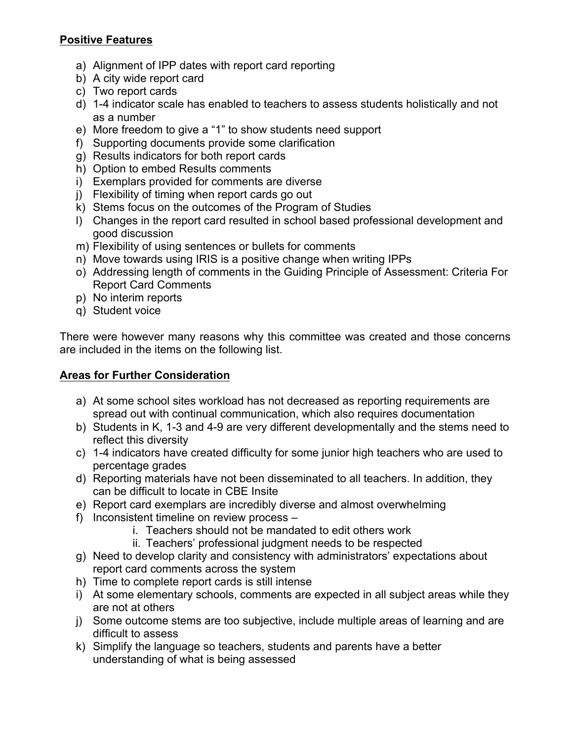**Positive Features**

a) Alignment of IPP dates with report card reporting
b) A city wide report card
c) Two report cards
d) 1-4 indicator scale has enabled to teachers to assess students holistically and not as a number
e) More freedom to give a "1" to show students need support
f) Supporting documents provide some clarification
g) Results indicators for both report cards
h) Option to embed Results comments
i) Exemplars provided for comments are diverse
j) Flexibility of timing when report cards go out
k) Stems focus on the outcomes of the Program of Studies
l) Changes in the report card resulted in school based professional development and good discussion
m) Flexibility of using sentences or bullets for comments
n) Move towards using IRIS is a positive change when writing IPPs
o) Addressing length of comments in the Guiding Principle of Assessment: Criteria For Report Card Comments
p) No interim reports
q) Student voice

There were however many reasons why this committee was created and those concerns are included in the items on the following list.

**Areas for Further Consideration**

a) At some school sites workload has not decreased as reporting requirements are spread out with continual communication, which also requires documentation
b) Students in K, 1-3 and 4-9 are very different developmentally and the stems need to reflect this diversity
c) 1-4 indicators have created difficulty for some junior high teachers who are used to percentage grades
d) Reporting materials have not been disseminated to all teachers. In addition, they can be difficult to locate in CBE Insite
e) Report card exemplars are incredibly diverse and almost overwhelming
f) Inconsistent timeline on review process –
   i. Teachers should not be mandated to edit others work
   ii. Teachers' professional judgment needs to be respected
g) Need to develop clarity and consistency with administrators' expectations about report card comments across the system
h) Time to complete report cards is still intense
i) At some elementary schools, comments are expected in all subject areas while they are not at others
j) Some outcome stems are too subjective, include multiple areas of learning and are difficult to assess
k) Simplify the language so teachers, students and parents have a better understanding of what is being assessed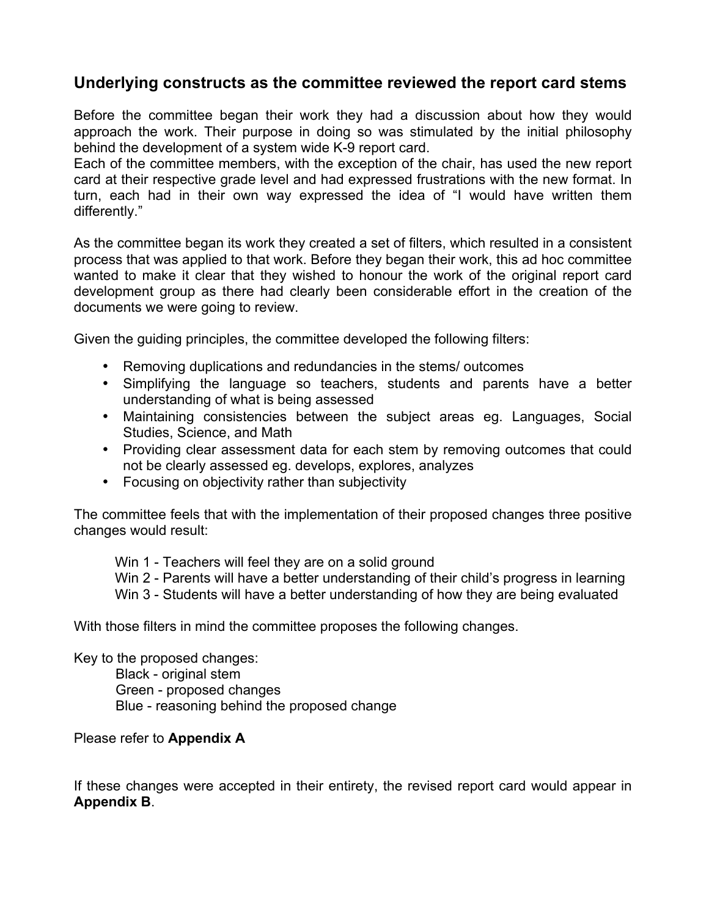## Underlying constructs as the committee reviewed the report card stems

Before the committee began their work they had a discussion about how they would approach the work. Their purpose in doing so was stimulated by the initial philosophy behind the development of a system wide K-9 report card.
Each of the committee members, with the exception of the chair, has used the new report card at their respective grade level and had expressed frustrations with the new format. In turn, each had in their own way expressed the idea of "I would have written them differently."

As the committee began its work they created a set of filters, which resulted in a consistent process that was applied to that work. Before they began their work, this ad hoc committee wanted to make it clear that they wished to honour the work of the original report card development group as there had clearly been considerable effort in the creation of the documents we were going to review.

Given the guiding principles, the committee developed the following filters:

- Removing duplications and redundancies in the stems/ outcomes
- Simplifying the language so teachers, students and parents have a better understanding of what is being assessed
- Maintaining consistencies between the subject areas eg. Languages, Social Studies, Science, and Math
- Providing clear assessment data for each stem by removing outcomes that could not be clearly assessed eg. develops, explores, analyzes
- Focusing on objectivity rather than subjectivity

The committee feels that with the implementation of their proposed changes three positive changes would result:

Win 1 - Teachers will feel they are on a solid ground
Win 2 - Parents will have a better understanding of their child's progress in learning
Win 3 - Students will have a better understanding of how they are being evaluated

With those filters in mind the committee proposes the following changes.

Key to the proposed changes:
Black - original stem
Green - proposed changes
Blue - reasoning behind the proposed change

Please refer to **Appendix A**

If these changes were accepted in their entirety, the revised report card would appear in **Appendix B**.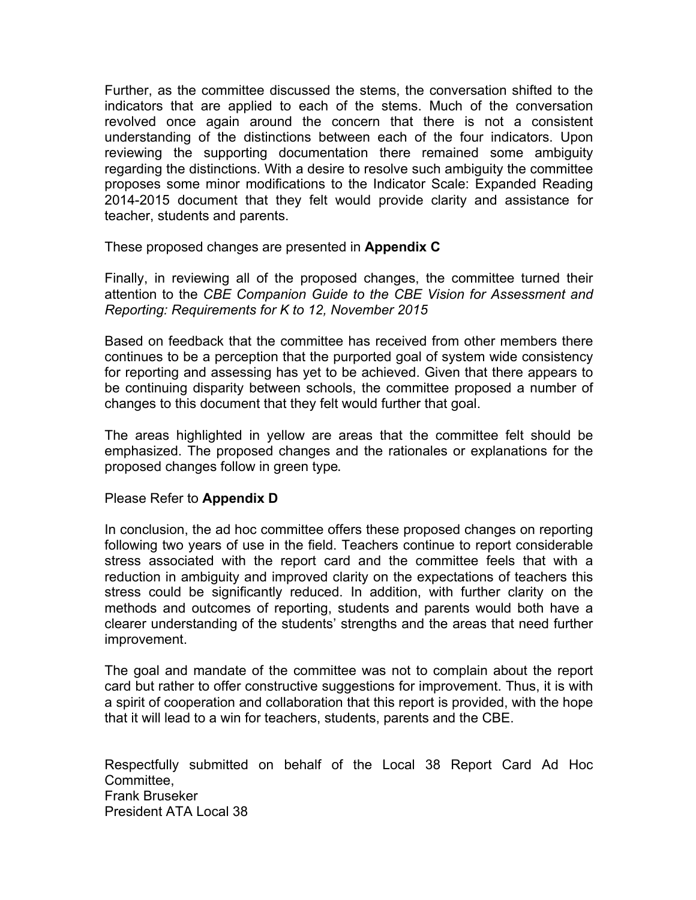Further, as the committee discussed the stems, the conversation shifted to the indicators that are applied to each of the stems. Much of the conversation revolved once again around the concern that there is not a consistent understanding of the distinctions between each of the four indicators. Upon reviewing the supporting documentation there remained some ambiguity regarding the distinctions. With a desire to resolve such ambiguity the committee proposes some minor modifications to the Indicator Scale: Expanded Reading 2014-2015 document that they felt would provide clarity and assistance for teacher, students and parents.

These proposed changes are presented in **Appendix C**

Finally, in reviewing all of the proposed changes, the committee turned their attention to the *CBE Companion Guide to the CBE Vision for Assessment and Reporting: Requirements for K to 12, November 2015*

Based on feedback that the committee has received from other members there continues to be a perception that the purported goal of system wide consistency for reporting and assessing has yet to be achieved. Given that there appears to be continuing disparity between schools, the committee proposed a number of changes to this document that they felt would further that goal.

The areas highlighted in yellow are areas that the committee felt should be emphasized. The proposed changes and the rationales or explanations for the proposed changes follow in green type.

Please Refer to **Appendix D**

In conclusion, the ad hoc committee offers these proposed changes on reporting following two years of use in the field. Teachers continue to report considerable stress associated with the report card and the committee feels that with a reduction in ambiguity and improved clarity on the expectations of teachers this stress could be significantly reduced. In addition, with further clarity on the methods and outcomes of reporting, students and parents would both have a clearer understanding of the students' strengths and the areas that need further improvement.

The goal and mandate of the committee was not to complain about the report card but rather to offer constructive suggestions for improvement. Thus, it is with a spirit of cooperation and collaboration that this report is provided, with the hope that it will lead to a win for teachers, students, parents and the CBE.

Respectfully submitted on behalf of the Local 38 Report Card Ad Hoc Committee,
Frank Bruseker
President ATA Local 38